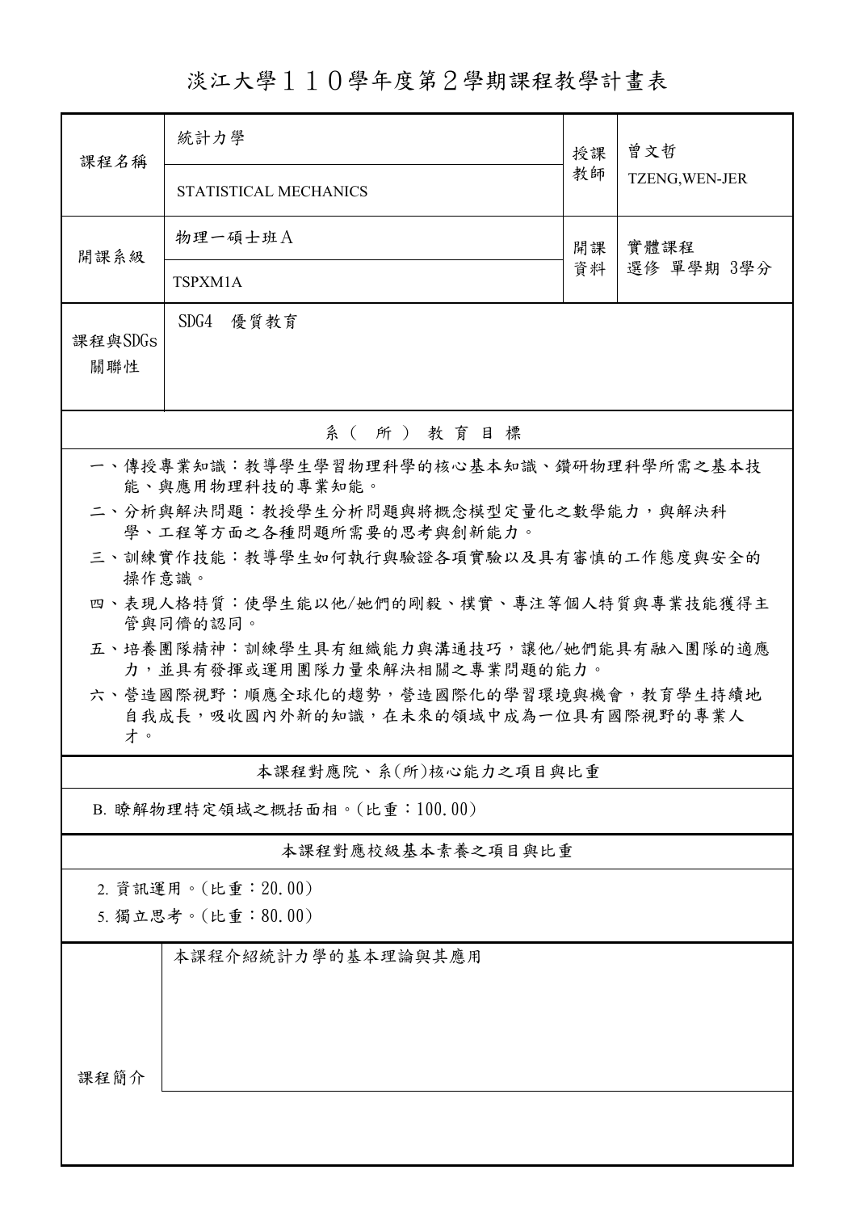# 淡江大學１１０學年度第２學期課程教學計畫表

| 課程名稱 | 統計力學 | 授課教師 | 曾文哲 |
|---|---|---|---|
| | STATISTICAL MECHANICS | | TZENG,WEN-JER |
| 開課系級 | 物理一碩士班Ａ | 開課資料 | 實體課程 |
| | TSPXM1A | | 選修 單學期 3學分 |
| 課程與SDGs關聯性 | SDG4　優質教育 | | |

## 系（所）教育目標

一、傳授專業知識：教導學生學習物理科學的核心基本知識、鑽研物理科學所需之基本技能、與應用物理科技的專業知能。

二、分析與解決問題：教授學生分析問題與將概念模型定量化之數學能力，與解決科學、工程等方面之各種問題所需要的思考與創新能力。

三、訓練實作技能：教導學生如何執行與驗證各項實驗以及具有審慎的工作態度與安全的操作意識。

四、表現人格特質：使學生能以他/她們的剛毅、樸實、專注等個人特質與專業技能獲得主管與同儕的認同。

五、培養團隊精神：訓練學生具有組織能力與溝通技巧，讓他/她們能具有融入團隊的適應力，並具有發揮或運用團隊力量來解決相關之專業問題的能力。

六、營造國際視野：順應全球化的趨勢，營造國際化的學習環境與機會，教育學生持續地自我成長，吸收國內外新的知識，在未來的領域中成為一位具有國際視野的專業人才。

## 本課程對應院、系(所)核心能力之項目與比重

B. 瞭解物理特定領域之概括面相。(比重：100.00)

## 本課程對應校級基本素養之項目與比重

2. 資訊運用。(比重：20.00)

5. 獨立思考。(比重：80.00)

| 課程簡介 | 本課程介紹統計力學的基本理論與其應用 |
|---|---|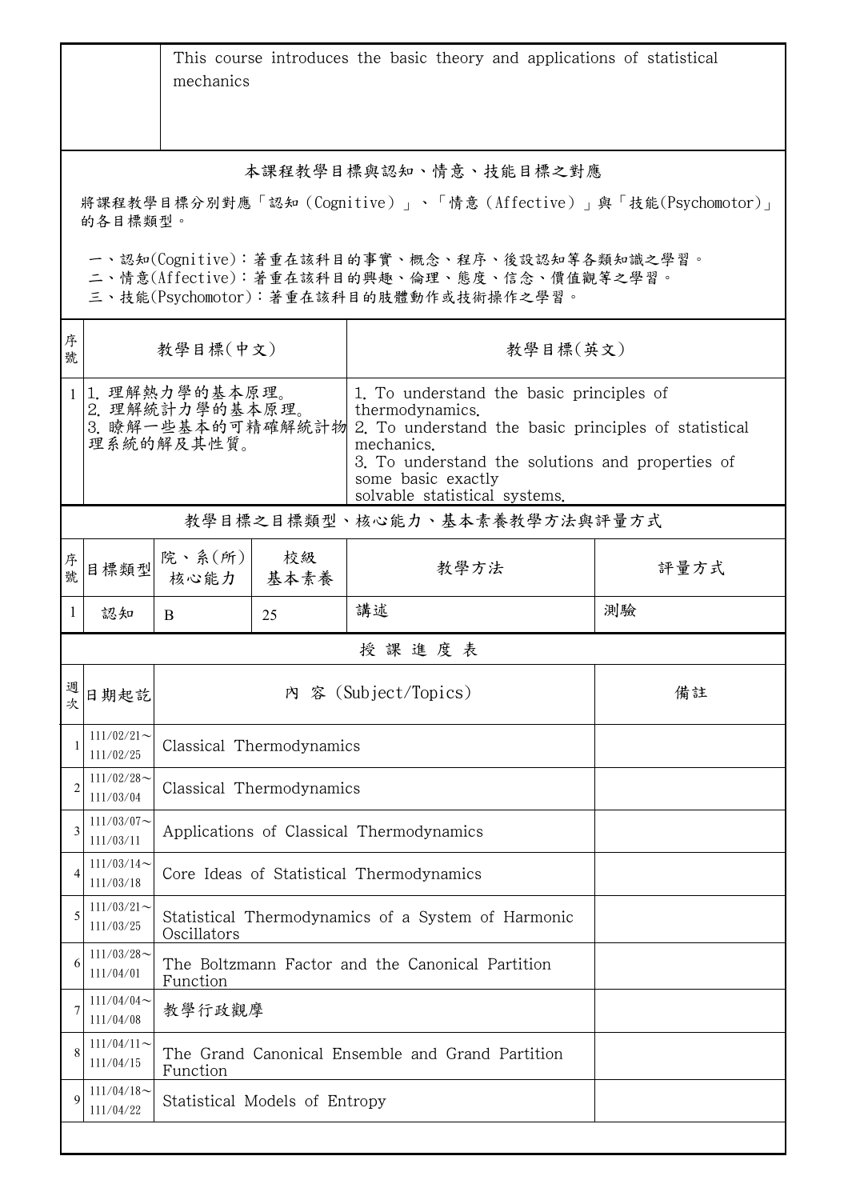| | This course introduces the basic theory and applications of statistical mechanics |
|---|---|

## 本課程教學目標與認知、情意、技能目標之對應

將課程教學目標分別對應「認知（Cognitive）」、「情意（Affective）」與「技能(Psychomotor)」的各目標類型。

一、認知(Cognitive)：著重在該科目的事實、概念、程序、後設認知等各類知識之學習。
二、情意(Affective)：著重在該科目的興趣、倫理、態度、信念、價值觀等之學習。
三、技能(Psychomotor)：著重在該科目的肢體動作或技術操作之學習。

| 序號 | 教學目標(中文) | 教學目標(英文) |
|---|---|---|
| 1 | 1. 理解熱力學的基本原理。<br>2. 理解統計力學的基本原理。<br>3. 瞭解一些基本的可精確解統計物理系統的解及其性質。 | 1. To understand the basic principles of thermodynamics.<br>2. To understand the basic principles of statistical mechanics.<br>3. To understand the solutions and properties of some basic exactly solvable statistical systems. |

## 教學目標之目標類型、核心能力、基本素養教學方法與評量方式

| 序號 | 目標類型 | 院、系(所)核心能力 | 校級基本素養 | 教學方法 | 評量方式 |
|---|---|---|---|---|---|
| 1 | 認知 | B | 25 | 講述 | 測驗 |

## 授 課 進 度 表

| 週次 | 日期起訖 | 內 容 (Subject/Topics) | 備註 |
|---|---|---|---|
| 1 | 111/02/21～111/02/25 | Classical Thermodynamics | |
| 2 | 111/02/28～111/03/04 | Classical Thermodynamics | |
| 3 | 111/03/07～111/03/11 | Applications of Classical Thermodynamics | |
| 4 | 111/03/14～111/03/18 | Core Ideas of Statistical Thermodynamics | |
| 5 | 111/03/21～111/03/25 | Statistical Thermodynamics of a System of Harmonic Oscillators | |
| 6 | 111/03/28～111/04/01 | The Boltzmann Factor and the Canonical Partition Function | |
| 7 | 111/04/04～111/04/08 | 教學行政觀摩 | |
| 8 | 111/04/11～111/04/15 | The Grand Canonical Ensemble and Grand Partition Function | |
| 9 | 111/04/18～111/04/22 | Statistical Models of Entropy | |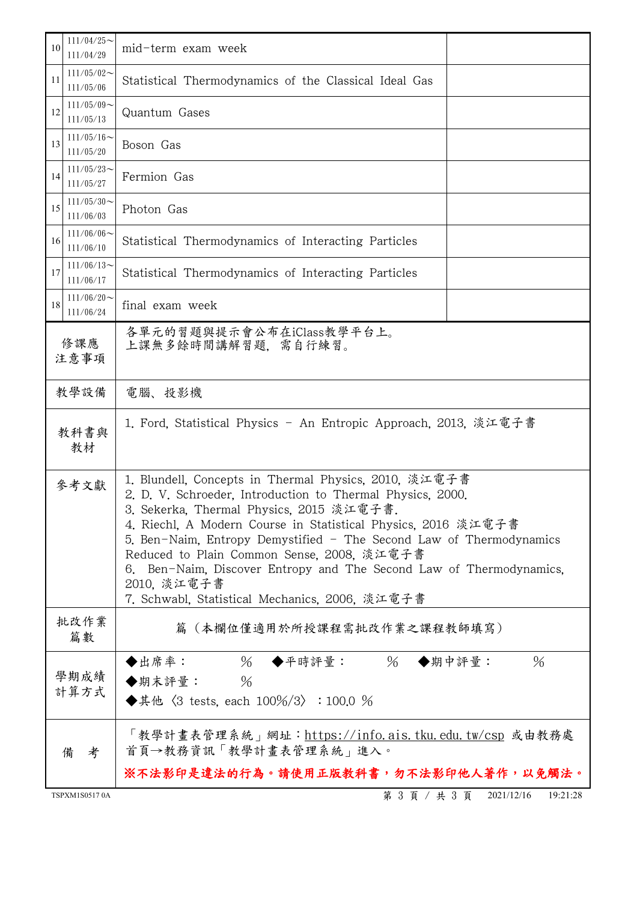| | | | |
|---|---|---|---|
| 10 | 111/04/25～<br>111/04/29 | mid-term exam week | |
| 11 | 111/05/02～<br>111/05/06 | Statistical Thermodynamics of the Classical Ideal Gas | |
| 12 | 111/05/09～<br>111/05/13 | Quantum Gases | |
| 13 | 111/05/16～<br>111/05/20 | Boson Gas | |
| 14 | 111/05/23～<br>111/05/27 | Fermion Gas | |
| 15 | 111/05/30～<br>111/06/03 | Photon Gas | |
| 16 | 111/06/06～<br>111/06/10 | Statistical Thermodynamics of Interacting Particles | |
| 17 | 111/06/13～<br>111/06/17 | Statistical Thermodynamics of Interacting Particles | |
| 18 | 111/06/20～<br>111/06/24 | final exam week | |

| | |
|---|---|
| 修課應注意事項 | 各單元的習題與提示會公布在iClass教學平台上。<br>上課無多餘時間講解習題，需自行練習。 |
| 教學設備 | 電腦、投影機 |
| 教科書與教材 | 1. Ford, Statistical Physics - An Entropic Approach, 2013, 淡江電子書 |
| 參考文獻 | 1. Blundell, Concepts in Thermal Physics, 2010, 淡江電子書<br>2. D. V. Schroeder, Introduction to Thermal Physics, 2000.<br>3. Sekerka, Thermal Physics, 2015 淡江電子書.<br>4. Riechl, A Modern Course in Statistical Physics, 2016 淡江電子書<br>5. Ben-Naim, Entropy Demystified - The Second Law of Thermodynamics Reduced to Plain Common Sense, 2008, 淡江電子書<br>6. Ben-Naim, Discover Entropy and The Second Law of Thermodynamics, 2010, 淡江電子書<br>7. Schwabl, Statistical Mechanics, 2006, 淡江電子書 |
| 批改作業篇數 | 篇（本欄位僅適用於所授課程需批改作業之課程教師填寫） |
| 學期成績計算方式 | ◆出席率：　　%　◆平時評量：　　%　◆期中評量：　　%<br>◆期末評量：　　%<br>◆其他〈3 tests, each 100%/3〉：100.0 % |
| 備　考 | 「教學計畫表管理系統」網址：https://info.ais.tku.edu.tw/csp 或由教務處首頁→教務資訊「教學計畫表管理系統」進入。<br>**※不法影印是違法的行為。請使用正版教科書，勿不法影印他人著作，以免觸法。** |

TSPXM1S0517 0A　　2021/12/16　19:21:28